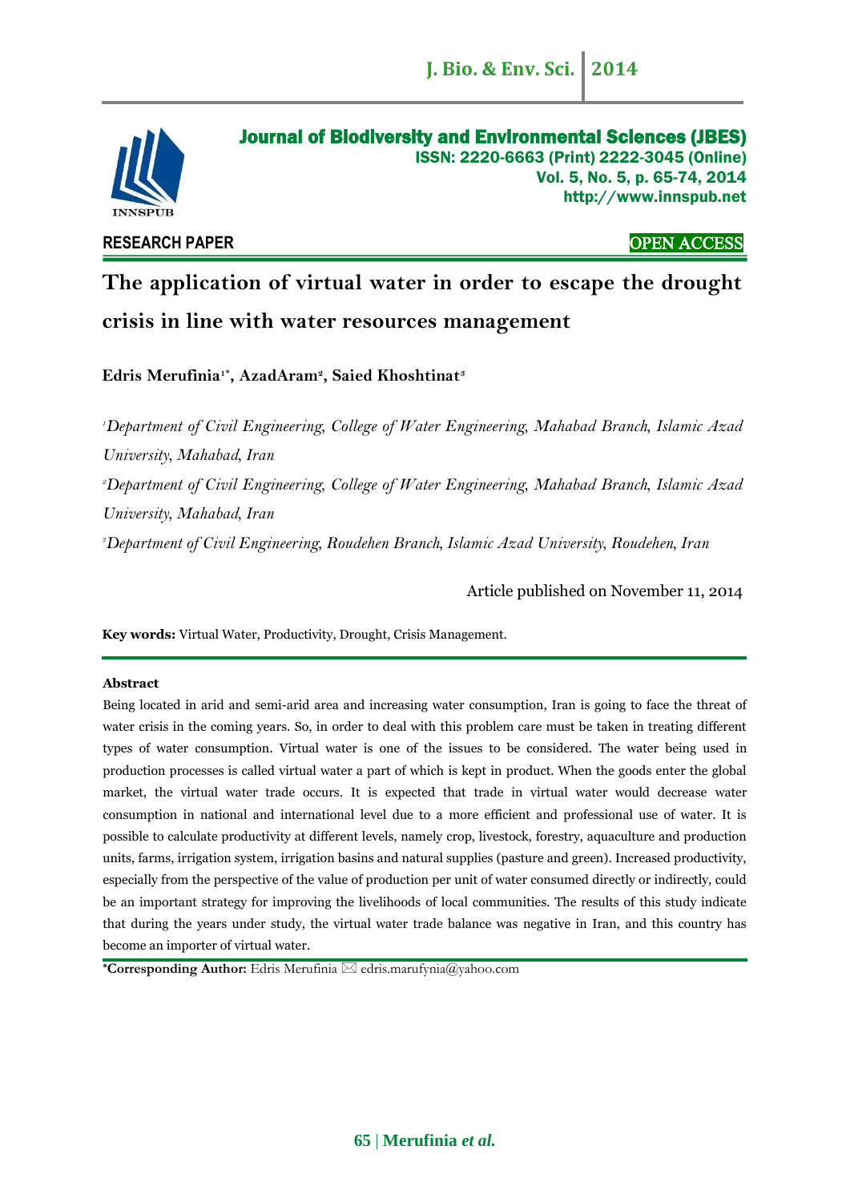RESEARCH PAPER OPEN ACCESS

# The application of virtual water in order to escape the drought crisis in line with water resources management

**Edris Merufinia[1*], AzadAram[2], Saied Khoshtinat[3]**

[1]*Department of Civil Engineering, College of Water Engineering, Mahabad Branch, Islamic Azad University, Mahabad, Iran*

[2]*Department of Civil Engineering, College of Water Engineering, Mahabad Branch, Islamic Azad University, Mahabad, Iran*

[3]*Department of Civil Engineering, Roudehen Branch, Islamic Azad University, Roudehen, Iran*

Article published on November 11, 2014

**Key words:** Virtual Water, Productivity, Drought, Crisis Management.

## Abstract

Being located in arid and semi-arid area and increasing water consumption, Iran is going to face the threat of water crisis in the coming years. So, in order to deal with this problem care must be taken in treating different types of water consumption. Virtual water is one of the issues to be considered. The water being used in production processes is called virtual water a part of which is kept in product. When the goods enter the global market, the virtual water trade occurs. It is expected that trade in virtual water would decrease water consumption in national and international level due to a more efficient and professional use of water. It is possible to calculate productivity at different levels, namely crop, livestock, forestry, aquaculture and production units, farms, irrigation system, irrigation basins and natural supplies (pasture and green). Increased productivity, especially from the perspective of the value of production per unit of water consumed directly or indirectly, could be an important strategy for improving the livelihoods of local communities. The results of this study indicate that during the years under study, the virtual water trade balance was negative in Iran, and this country has become an importer of virtual water.

**\*Corresponding Author:** Edris Merufinia ✉ edris.marufynia@yahoo.com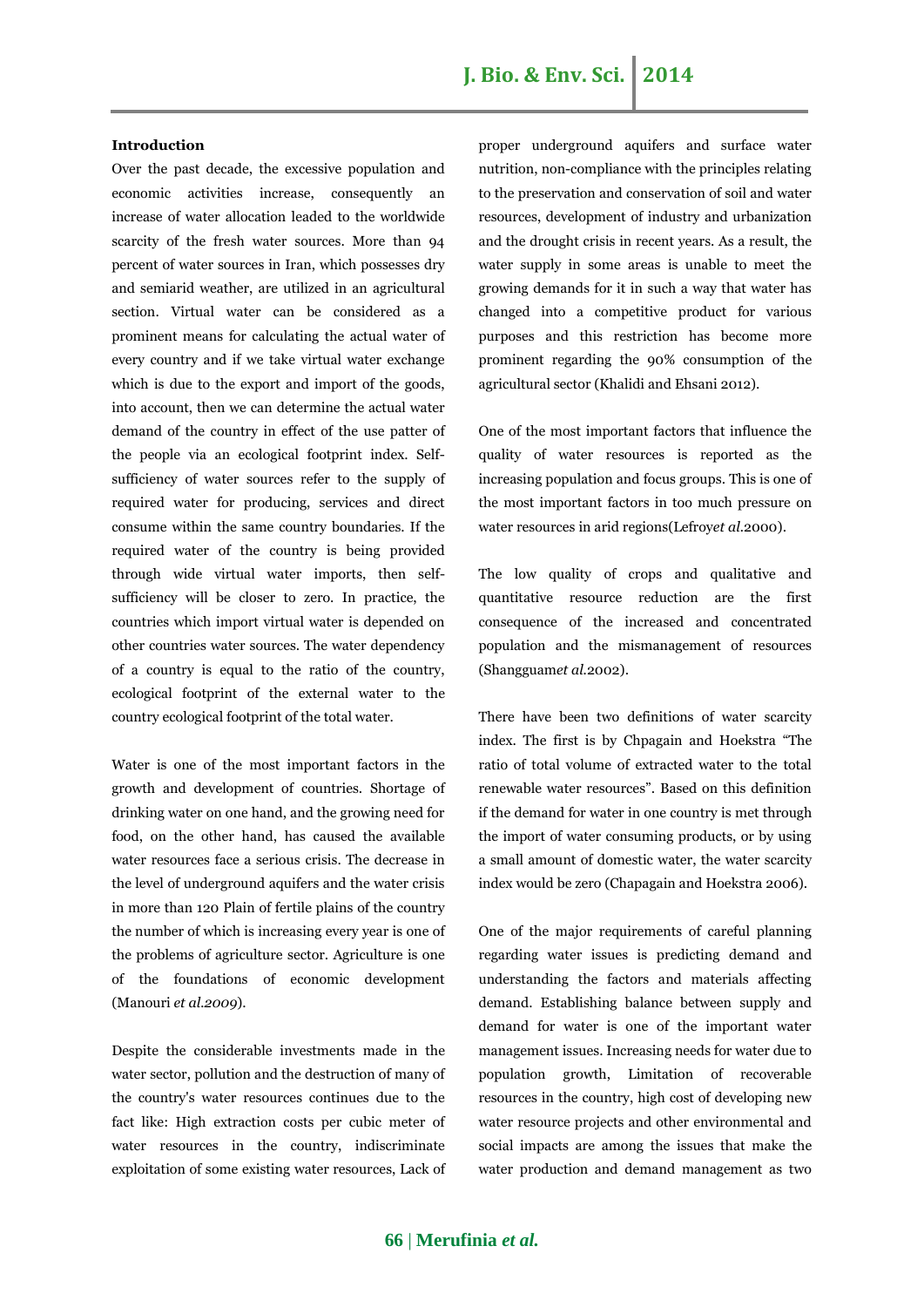**Introduction**

Over the past decade, the excessive population and economic activities increase, consequently an increase of water allocation leaded to the worldwide scarcity of the fresh water sources. More than 94 percent of water sources in Iran, which possesses dry and semiarid weather, are utilized in an agricultural section. Virtual water can be considered as a prominent means for calculating the actual water of every country and if we take virtual water exchange which is due to the export and import of the goods, into account, then we can determine the actual water demand of the country in effect of the use patter of the people via an ecological footprint index. Self-sufficiency of water sources refer to the supply of required water for producing, services and direct consume within the same country boundaries. If the required water of the country is being provided through wide virtual water imports, then self-sufficiency will be closer to zero. In practice, the countries which import virtual water is depended on other countries water sources. The water dependency of a country is equal to the ratio of the country, ecological footprint of the external water to the country ecological footprint of the total water.

Water is one of the most important factors in the growth and development of countries. Shortage of drinking water on one hand, and the growing need for food, on the other hand, has caused the available water resources face a serious crisis. The decrease in the level of underground aquifers and the water crisis in more than 120 Plain of fertile plains of the country the number of which is increasing every year is one of the problems of agriculture sector. Agriculture is one of the foundations of economic development (Manouri *et al.2009*).

Despite the considerable investments made in the water sector, pollution and the destruction of many of the country's water resources continues due to the fact like: High extraction costs per cubic meter of water resources in the country, indiscriminate exploitation of some existing water resources, Lack of proper underground aquifers and surface water nutrition, non-compliance with the principles relating to the preservation and conservation of soil and water resources, development of industry and urbanization and the drought crisis in recent years. As a result, the water supply in some areas is unable to meet the growing demands for it in such a way that water has changed into a competitive product for various purposes and this restriction has become more prominent regarding the 90% consumption of the agricultural sector (Khalidi and Ehsani 2012).

One of the most important factors that influence the quality of water resources is reported as the increasing population and focus groups. This is one of the most important factors in too much pressure on water resources in arid regions(Lefroy*et al.*2000).

The low quality of crops and qualitative and quantitative resource reduction are the first consequence of the increased and concentrated population and the mismanagement of resources (Shangguam*et al.*2002).

There have been two definitions of water scarcity index. The first is by Chpagain and Hoekstra "The ratio of total volume of extracted water to the total renewable water resources". Based on this definition if the demand for water in one country is met through the import of water consuming products, or by using a small amount of domestic water, the water scarcity index would be zero (Chapagain and Hoekstra 2006).

One of the major requirements of careful planning regarding water issues is predicting demand and understanding the factors and materials affecting demand. Establishing balance between supply and demand for water is one of the important water management issues. Increasing needs for water due to population growth, Limitation of recoverable resources in the country, high cost of developing new water resource projects and other environmental and social impacts are among the issues that make the water production and demand management as two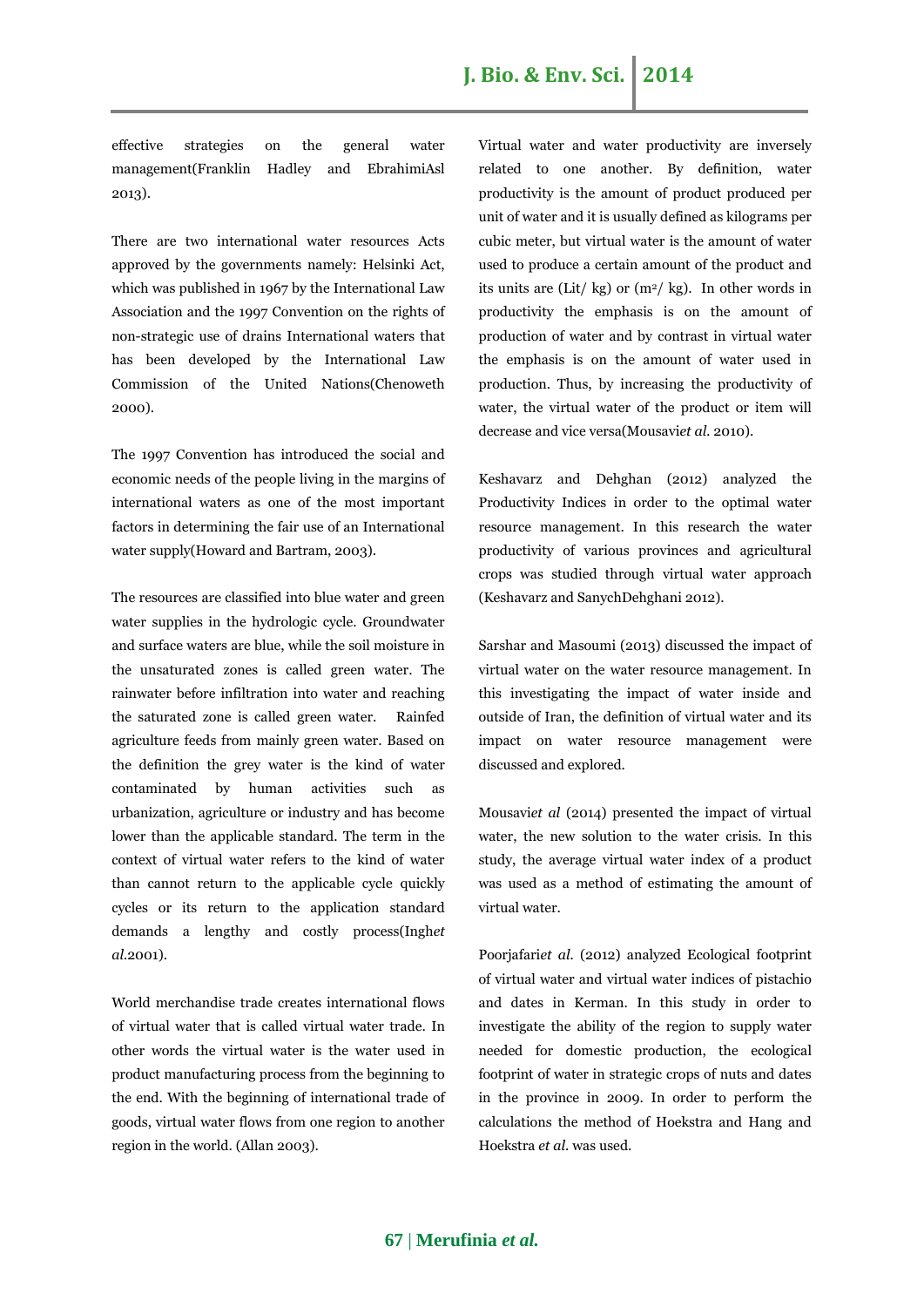effective strategies on the general water management(Franklin Hadley and EbrahimiAsl 2013).

There are two international water resources Acts approved by the governments namely: Helsinki Act, which was published in 1967 by the International Law Association and the 1997 Convention on the rights of non-strategic use of drains International waters that has been developed by the International Law Commission of the United Nations(Chenoweth 2000).

The 1997 Convention has introduced the social and economic needs of the people living in the margins of international waters as one of the most important factors in determining the fair use of an International water supply(Howard and Bartram, 2003).

The resources are classified into blue water and green water supplies in the hydrologic cycle. Groundwater and surface waters are blue, while the soil moisture in the unsaturated zones is called green water. The rainwater before infiltration into water and reaching the saturated zone is called green water. Rainfed agriculture feeds from mainly green water. Based on the definition the grey water is the kind of water contaminated by human activities such as urbanization, agriculture or industry and has become lower than the applicable standard. The term in the context of virtual water refers to the kind of water than cannot return to the applicable cycle quickly cycles or its return to the application standard demands a lengthy and costly process(Ingh*et al.*2001).

World merchandise trade creates international flows of virtual water that is called virtual water trade. In other words the virtual water is the water used in product manufacturing process from the beginning to the end. With the beginning of international trade of goods, virtual water flows from one region to another region in the world. (Allan 2003).

Virtual water and water productivity are inversely related to one another. By definition, water productivity is the amount of product produced per unit of water and it is usually defined as kilograms per cubic meter, but virtual water is the amount of water used to produce a certain amount of the product and its units are (Lit/ kg) or ($m^2$/ kg). In other words in productivity the emphasis is on the amount of production of water and by contrast in virtual water the emphasis is on the amount of water used in production. Thus, by increasing the productivity of water, the virtual water of the product or item will decrease and vice versa(Mousavi*et al.* 2010).

Keshavarz and Dehghan (2012) analyzed the Productivity Indices in order to the optimal water resource management. In this research the water productivity of various provinces and agricultural crops was studied through virtual water approach (Keshavarz and SanychDehghani 2012).

Sarshar and Masoumi (2013) discussed the impact of virtual water on the water resource management. In this investigating the impact of water inside and outside of Iran, the definition of virtual water and its impact on water resource management were discussed and explored.

Mousavi*et al* (2014) presented the impact of virtual water, the new solution to the water crisis. In this study, the average virtual water index of a product was used as a method of estimating the amount of virtual water.

Poorjafari*et al.* (2012) analyzed Ecological footprint of virtual water and virtual water indices of pistachio and dates in Kerman. In this study in order to investigate the ability of the region to supply water needed for domestic production, the ecological footprint of water in strategic crops of nuts and dates in the province in 2009. In order to perform the calculations the method of Hoekstra and Hang and Hoekstra *et al.* was used.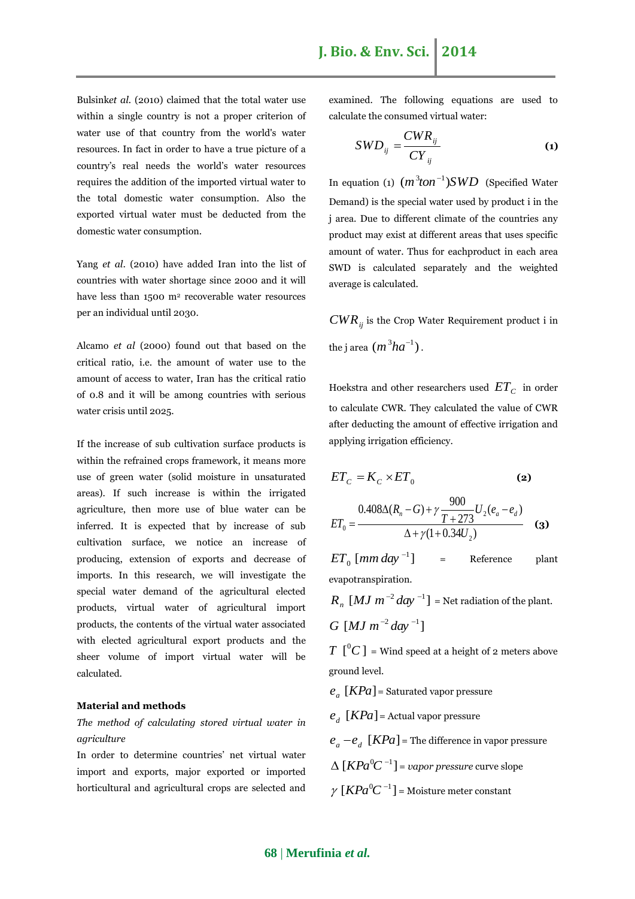Bulsink*et al.* (2010) claimed that the total water use within a single country is not a proper criterion of water use of that country from the world's water resources. In fact in order to have a true picture of a country's real needs the world's water resources requires the addition of the imported virtual water to the total domestic water consumption. Also the exported virtual water must be deducted from the domestic water consumption.

Yang *et al*. (2010) have added Iran into the list of countries with water shortage since 2000 and it will have less than 1500 m² recoverable water resources per an individual until 2030.

Alcamo *et al* (2000) found out that based on the critical ratio, i.e. the amount of water use to the amount of access to water, Iran has the critical ratio of 0.8 and it will be among countries with serious water crisis until 2025.

If the increase of sub cultivation surface products is within the refrained crops framework, it means more use of green water (solid moisture in unsaturated areas). If such increase is within the irrigated agriculture, then more use of blue water can be inferred. It is expected that by increase of sub cultivation surface, we notice an increase of producing, extension of exports and decrease of imports. In this research, we will investigate the special water demand of the agricultural elected products, virtual water of agricultural import products, the contents of the virtual water associated with elected agricultural export products and the sheer volume of import virtual water will be calculated.

**Material and methods**

*The method of calculating stored virtual water in agriculture*

In order to determine countries' net virtual water import and exports, major exported or imported horticultural and agricultural crops are selected and examined. The following equations are used to calculate the consumed virtual water:

$$SWD_{ij} = \frac{CWR_{ij}}{CY_{ij}} \qquad (1)$$

In equation (1) $(m^3 ton^{-1}) SWD$ (Specified Water Demand) is the special water used by product i in the j area. Due to different climate of the countries any product may exist at different areas that uses specific amount of water. Thus for eachproduct in each area SWD is calculated separately and the weighted average is calculated.

$CWR_{ij}$ is the Crop Water Requirement product i in the j area $(m^3 ha^{-1})$.

Hoekstra and other researchers used $ET_C$ in order to calculate CWR. They calculated the value of CWR after deducting the amount of effective irrigation and applying irrigation efficiency.

$$ET_C = K_C \times ET_0 \qquad (2)$$

$$ET_0 = \frac{0.408\Delta(R_n - G) + \gamma \frac{900}{T+273} U_2 (e_a - e_d)}{\Delta + \gamma(1 + 0.34U_2)} \qquad (3)$$

$ET_0 \; [mm \; day^{-1}]$ = Reference plant evapotranspiration.

$R_n \; [MJ \; m^{-2} \; day^{-1}]$ = Net radiation of the plant.

$G \; [MJ \; m^{-2} \; day^{-1}]$

$T \; [^0C]$ = Wind speed at a height of 2 meters above ground level.

$e_a \; [KPa]$ = Saturated vapor pressure

$e_d \; [KPa]$ = Actual vapor pressure

$e_a - e_d \; [KPa]$ = The difference in vapor pressure

$\Delta \; [KPa^0C^{-1}]$ = *vapor pressure* curve slope

$\gamma \; [KPa^0C^{-1}]$ = Moisture meter constant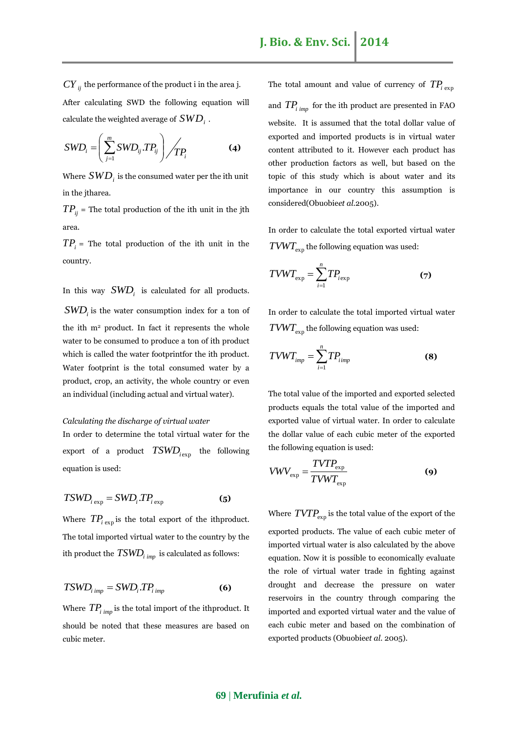$CY_{ij}$ the performance of the product i in the area j.

After calculating SWD the following equation will calculate the weighted average of $SWD_i$ .

$$SWD_i = \left( \sum_{j=1}^{m} SWD_{ij}.TP_{ij} \right) \Big/ TP_i \qquad \textbf{(4)}$$

Where $SWD_i$ is the consumed water per the ith unit in the jtharea.

$TP_{ij}$ = The total production of the ith unit in the jth area.

$TP_i$ = The total production of the ith unit in the country.

In this way $SWD_i$ is calculated for all products. $SWD_i$ is the water consumption index for a ton of the ith m² product. In fact it represents the whole water to be consumed to produce a ton of ith product which is called the water footprintfor the ith product. Water footprint is the total consumed water by a product, crop, an activity, the whole country or even an individual (including actual and virtual water).

*Calculating the discharge of virtual water*

In order to determine the total virtual water for the export of a product $TSWD_{i\exp}$ the following equation is used:

$$TSWD_{i\exp} = SWD_i.TP_{i\exp} \qquad \textbf{(5)}$$

Where $TP_{i\exp}$ is the total export of the ithproduct. The total imported virtual water to the country by the ith product the $TSWD_{i\,imp}$ is calculated as follows:

$$TSWD_{i\,imp} = SWD_i.TP_{i\,imp} \qquad \textbf{(6)}$$

Where $TP_{i\,imp}$ is the total import of the ithproduct. It should be noted that these measures are based on cubic meter.

The total amount and value of currency of $TP_{i\exp}$ and $TP_{i\,imp}$ for the ith product are presented in FAO website. It is assumed that the total dollar value of exported and imported products is in virtual water content attributed to it. However each product has other production factors as well, but based on the topic of this study which is about water and its importance in our country this assumption is considered(Obuobie*et al.*2005).

In order to calculate the total exported virtual water $TVWT_{\exp}$ the following equation was used:

$$TVWT_{\exp} = \sum_{i=1}^{n} TP_{i\exp} \qquad \textbf{(7)}$$

In order to calculate the total imported virtual water $TVWT_{\exp}$ the following equation was used:

$$TVWT_{imp} = \sum_{i=1}^{n} TP_{i\,imp} \qquad \textbf{(8)}$$

The total value of the imported and exported selected products equals the total value of the imported and exported value of virtual water. In order to calculate the dollar value of each cubic meter of the exported the following equation is used:

$$VWV_{\exp} = \frac{TVTP_{\exp}}{TVWT_{\exp}} \qquad \textbf{(9)}$$

Where $TVTP_{\exp}$ is the total value of the export of the exported products. The value of each cubic meter of imported virtual water is also calculated by the above equation. Now it is possible to economically evaluate the role of virtual water trade in fighting against drought and decrease the pressure on water reservoirs in the country through comparing the imported and exported virtual water and the value of each cubic meter and based on the combination of exported products (Obuobie*et al.* 2005).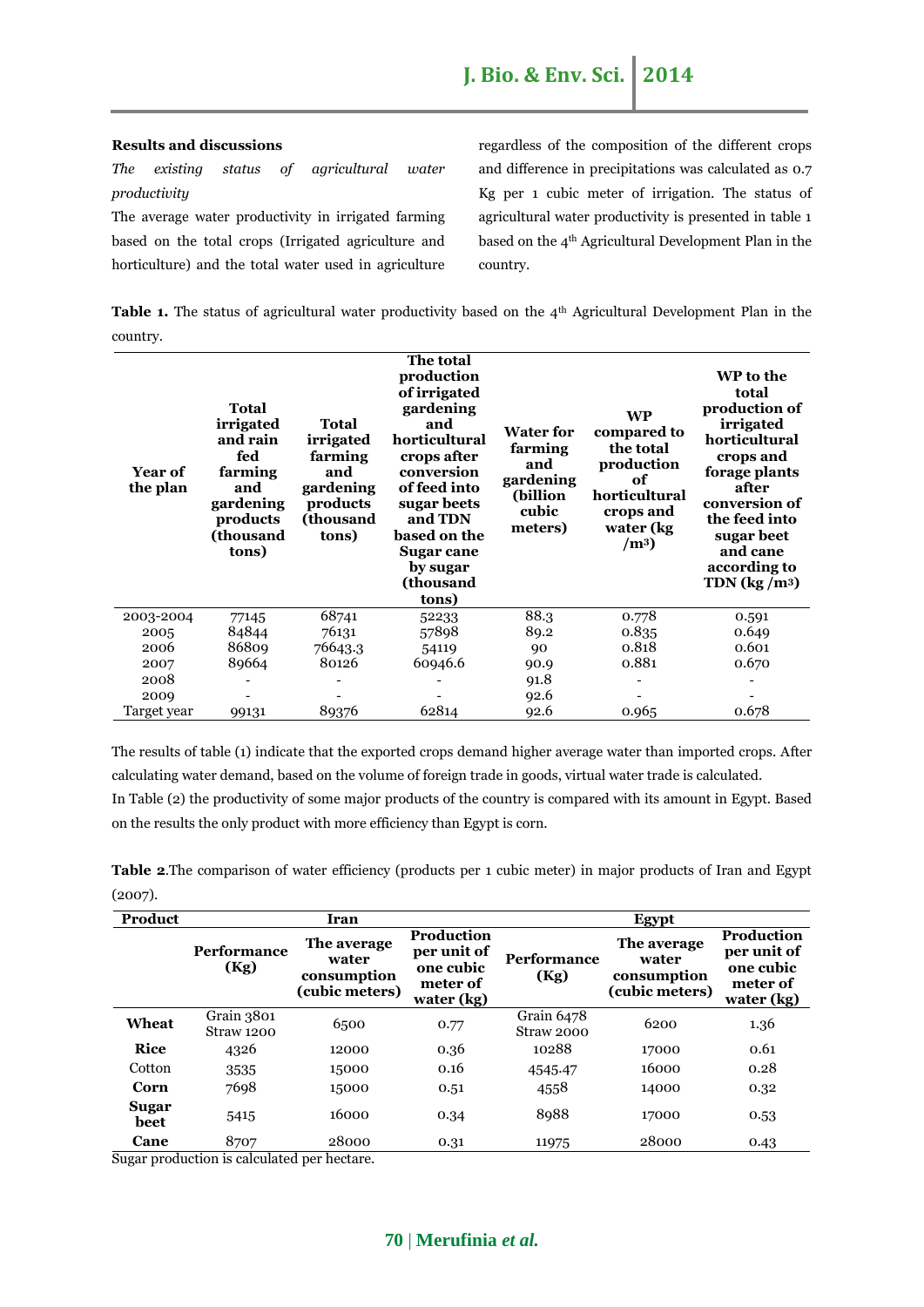## Results and discussions

*The existing status of agricultural water productivity*

The average water productivity in irrigated farming based on the total crops (Irrigated agriculture and horticulture) and the total water used in agriculture regardless of the composition of the different crops and difference in precipitations was calculated as 0.7 Kg per 1 cubic meter of irrigation. The status of agricultural water productivity is presented in table 1 based on the 4th Agricultural Development Plan in the country.

**Table 1.** The status of agricultural water productivity based on the 4th Agricultural Development Plan in the country.

| Year of the plan | Total irrigated and rain fed farming and gardening products (thousand tons) | Total irrigated farming and gardening products (thousand tons) | The total production of irrigated gardening and horticultural crops after conversion of feed into sugar beets and TDN based on the Sugar cane by sugar (thousand tons) | Water for farming and gardening (billion cubic meters) | WP compared to the total production of horticultural crops and water (kg /m³) | WP to the total production of irrigated horticultural crops and forage plants after conversion of the feed into sugar beet and cane according to TDN (kg /m³) |
|---|---|---|---|---|---|---|
| 2003-2004 | 77145 | 68741 | 52233 | 88.3 | 0.778 | 0.591 |
| 2005 | 84844 | 76131 | 57898 | 89.2 | 0.835 | 0.649 |
| 2006 | 86809 | 76643.3 | 54119 | 90 | 0.818 | 0.601 |
| 2007 | 89664 | 80126 | 60946.6 | 90.9 | 0.881 | 0.670 |
| 2008 | - | - | - | 91.8 | - | - |
| 2009 | - | - | - | 92.6 | - | - |
| Target year | 99131 | 89376 | 62814 | 92.6 | 0.965 | 0.678 |

The results of table (1) indicate that the exported crops demand higher average water than imported crops. After calculating water demand, based on the volume of foreign trade in goods, virtual water trade is calculated.

In Table (2) the productivity of some major products of the country is compared with its amount in Egypt. Based on the results the only product with more efficiency than Egypt is corn.

**Table 2**.The comparison of water efficiency (products per 1 cubic meter) in major products of Iran and Egypt (2007).

| Product | Iran | | | Egypt | | |
|---|---|---|---|---|---|---|
| | Performance (Kg) | The average water consumption (cubic meters) | Production per unit of one cubic meter of water (kg) | Performance (Kg) | The average water consumption (cubic meters) | Production per unit of one cubic meter of water (kg) |
| **Wheat** | Grain 3801 Straw 1200 | 6500 | 0.77 | Grain 6478 Straw 2000 | 6200 | 1.36 |
| **Rice** | 4326 | 12000 | 0.36 | 10288 | 17000 | 0.61 |
| Cotton | 3535 | 15000 | 0.16 | 4545.47 | 16000 | 0.28 |
| **Corn** | 7698 | 15000 | 0.51 | 4558 | 14000 | 0.32 |
| **Sugar beet** | 5415 | 16000 | 0.34 | 8988 | 17000 | 0.53 |
| **Cane** | 8707 | 28000 | 0.31 | 11975 | 28000 | 0.43 |

Sugar production is calculated per hectare.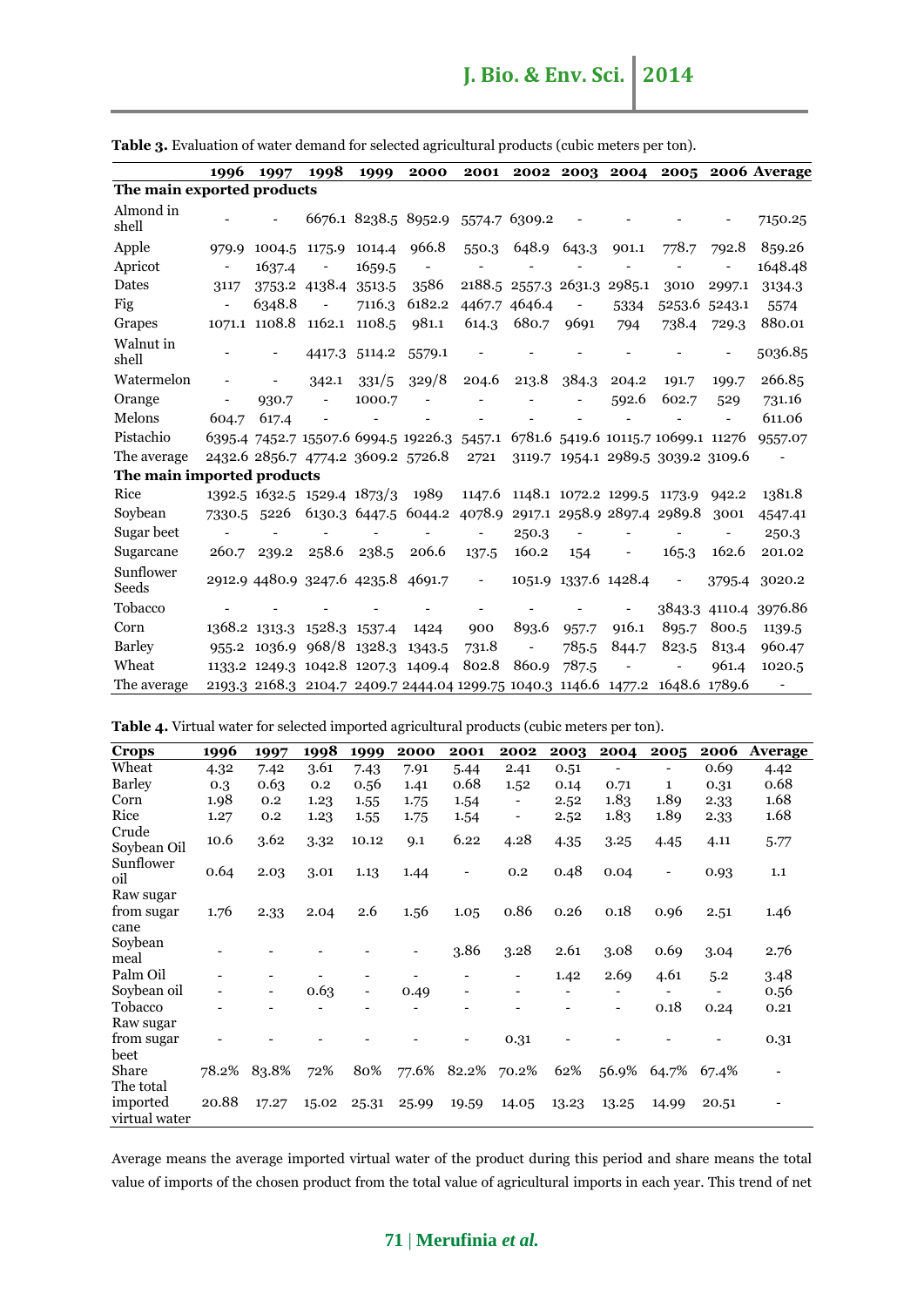**Table 3.** Evaluation of water demand for selected agricultural products (cubic meters per ton).

| | 1996 | 1997 | 1998 | 1999 | 2000 | 2001 | 2002 | 2003 | 2004 | 2005 | 2006 | Average |
|---|---|---|---|---|---|---|---|---|---|---|---|---|
| **The main exported products** | | | | | | | | | | | | |
| Almond in shell | - | - | 6676.1 | 8238.5 | 8952.9 | 5574.7 | 6309.2 | - | - | - | - | 7150.25 |
| Apple | 979.9 | 1004.5 | 1175.9 | 1014.4 | 966.8 | 550.3 | 648.9 | 643.3 | 901.1 | 778.7 | 792.8 | 859.26 |
| Apricot | - | 1637.4 | - | 1659.5 | - | - | - | - | - | - | - | 1648.48 |
| Dates | 3117 | 3753.2 | 4138.4 | 3513.5 | 3586 | 2188.5 | 2557.3 | 2631.3 | 2985.1 | 3010 | 2997.1 | 3134.3 |
| Fig | - | 6348.8 | - | 7116.3 | 6182.2 | 4467.7 | 4646.4 | - | 5334 | 5253.6 | 5243.1 | 5574 |
| Grapes | 1071.1 | 1108.8 | 1162.1 | 1108.5 | 981.1 | 614.3 | 680.7 | 9691 | 794 | 738.4 | 729.3 | 880.01 |
| Walnut in shell | - | - | 4417.3 | 5114.2 | 5579.1 | - | - | - | - | - | - | 5036.85 |
| Watermelon | - | - | 342.1 | 331/5 | 329/8 | 204.6 | 213.8 | 384.3 | 204.2 | 191.7 | 199.7 | 266.85 |
| Orange | - | 930.7 | - | 1000.7 | - | - | - | - | 592.6 | 602.7 | 529 | 731.16 |
| Melons | 604.7 | 617.4 | - | - | - | - | - | - | - | - | - | 611.06 |
| Pistachio | 6395.4 | 7452.7 | 15507.6 | 6994.5 | 19226.3 | 5457.1 | 6781.6 | 5419.6 | 10115.7 | 10699.1 | 11276 | 9557.07 |
| The average | 2432.6 | 2856.7 | 4774.2 | 3609.2 | 5726.8 | 2721 | 3119.7 | 1954.1 | 2989.5 | 3039.2 | 3109.6 | - |
| **The main imported products** | | | | | | | | | | | | |
| Rice | 1392.5 | 1632.5 | 1529.4 | 1873/3 | 1989 | 1147.6 | 1148.1 | 1072.2 | 1299.5 | 1173.9 | 942.2 | 1381.8 |
| Soybean | 7330.5 | 5226 | 6130.3 | 6447.5 | 6044.2 | 4078.9 | 2917.1 | 2958.9 | 2897.4 | 2989.8 | 3001 | 4547.41 |
| Sugar beet | - | - | - | - | - | - | 250.3 | - | - | - | - | 250.3 |
| Sugarcane | 260.7 | 239.2 | 258.6 | 238.5 | 206.6 | 137.5 | 160.2 | 154 | - | 165.3 | 162.6 | 201.02 |
| Sunflower Seeds | 2912.9 | 4480.9 | 3247.6 | 4235.8 | 4691.7 | - | 1051.9 | 1337.6 | 1428.4 | - | 3795.4 | 3020.2 |
| Tobacco | - | - | - | - | - | - | - | - | - | 3843.3 | 4110.4 | 3976.86 |
| Corn | 1368.2 | 1313.3 | 1528.3 | 1537.4 | 1424 | 900 | 893.6 | 957.7 | 916.1 | 895.7 | 800.5 | 1139.5 |
| Barley | 955.2 | 1036.9 | 968/8 | 1328.3 | 1343.5 | 731.8 | - | 785.5 | 844.7 | 823.5 | 813.4 | 960.47 |
| Wheat | 1133.2 | 1249.3 | 1042.8 | 1207.3 | 1409.4 | 802.8 | 860.9 | 787.5 | - | - | 961.4 | 1020.5 |
| The average | 2193.3 | 2168.3 | 2104.7 | 2409.7 | 2444.04 | 1299.75 | 1040.3 | 1146.6 | 1477.2 | 1648.6 | 1789.6 | - |

**Table 4.** Virtual water for selected imported agricultural products (cubic meters per ton).

| Crops | 1996 | 1997 | 1998 | 1999 | 2000 | 2001 | 2002 | 2003 | 2004 | 2005 | 2006 | Average |
|---|---|---|---|---|---|---|---|---|---|---|---|---|
| Wheat | 4.32 | 7.42 | 3.61 | 7.43 | 7.91 | 5.44 | 2.41 | 0.51 | - | - | 0.69 | 4.42 |
| Barley | 0.3 | 0.63 | 0.2 | 0.56 | 1.41 | 0.68 | 1.52 | 0.14 | 0.71 | 1 | 0.31 | 0.68 |
| Corn | 1.98 | 0.2 | 1.23 | 1.55 | 1.75 | 1.54 | - | 2.52 | 1.83 | 1.89 | 2.33 | 1.68 |
| Rice | 1.27 | 0.2 | 1.23 | 1.55 | 1.75 | 1.54 | - | 2.52 | 1.83 | 1.89 | 2.33 | 1.68 |
| Crude Soybean Oil | 10.6 | 3.62 | 3.32 | 10.12 | 9.1 | 6.22 | 4.28 | 4.35 | 3.25 | 4.45 | 4.11 | 5.77 |
| Sunflower oil | 0.64 | 2.03 | 3.01 | 1.13 | 1.44 | - | 0.2 | 0.48 | 0.04 | - | 0.93 | 1.1 |
| Raw sugar from sugar cane | 1.76 | 2.33 | 2.04 | 2.6 | 1.56 | 1.05 | 0.86 | 0.26 | 0.18 | 0.96 | 2.51 | 1.46 |
| Soybean meal | - | - | - | - | - | 3.86 | 3.28 | 2.61 | 3.08 | 0.69 | 3.04 | 2.76 |
| Palm Oil | - | - | - | - | - | - | - | 1.42 | 2.69 | 4.61 | 5.2 | 3.48 |
| Soybean oil | - | - | 0.63 | - | 0.49 | - | - | - | - | - | - | 0.56 |
| Tobacco | - | - | - | - | - | - | - | - | - | 0.18 | 0.24 | 0.21 |
| Raw sugar from sugar beet | - | - | - | - | - | - | 0.31 | - | - | - | - | 0.31 |
| Share | 78.2% | 83.8% | 72% | 80% | 77.6% | 82.2% | 70.2% | 62% | 56.9% | 64.7% | 67.4% | - |
| The total imported virtual water | 20.88 | 17.27 | 15.02 | 25.31 | 25.99 | 19.59 | 14.05 | 13.23 | 13.25 | 14.99 | 20.51 | - |

Average means the average imported virtual water of the product during this period and share means the total value of imports of the chosen product from the total value of agricultural imports in each year. This trend of net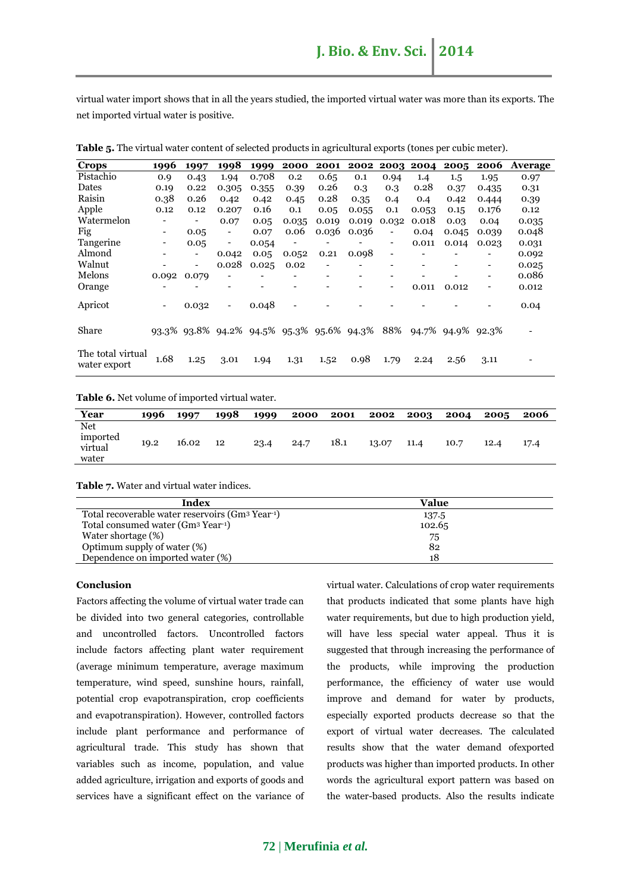virtual water import shows that in all the years studied, the imported virtual water was more than its exports. The net imported virtual water is positive.

**Table 5.** The virtual water content of selected products in agricultural exports (tones per cubic meter).

| Crops | 1996 | 1997 | 1998 | 1999 | 2000 | 2001 | 2002 | 2003 | 2004 | 2005 | 2006 | Average |
|---|---|---|---|---|---|---|---|---|---|---|---|---|
| Pistachio | 0.9 | 0.43 | 1.94 | 0.708 | 0.2 | 0.65 | 0.1 | 0.94 | 1.4 | 1.5 | 1.95 | 0.97 |
| Dates | 0.19 | 0.22 | 0.305 | 0.355 | 0.39 | 0.26 | 0.3 | 0.3 | 0.28 | 0.37 | 0.435 | 0.31 |
| Raisin | 0.38 | 0.26 | 0.42 | 0.42 | 0.45 | 0.28 | 0.35 | 0.4 | 0.4 | 0.42 | 0.444 | 0.39 |
| Apple | 0.12 | 0.12 | 0.207 | 0.16 | 0.1 | 0.05 | 0.055 | 0.1 | 0.053 | 0.15 | 0.176 | 0.12 |
| Watermelon | - | - | 0.07 | 0.05 | 0.035 | 0.019 | 0.019 | 0.032 | 0.018 | 0.03 | 0.04 | 0.035 |
| Fig | - | 0.05 | - | 0.07 | 0.06 | 0.036 | 0.036 | - | 0.04 | 0.045 | 0.039 | 0.048 |
| Tangerine | - | 0.05 | - | 0.054 | - | - | - | - | 0.011 | 0.014 | 0.023 | 0.031 |
| Almond | - | - | 0.042 | 0.05 | 0.052 | 0.21 | 0.098 | - | - | - | - | 0.092 |
| Walnut | - | - | 0.028 | 0.025 | 0.02 | - | - | - | - | - | - | 0.025 |
| Melons | 0.092 | 0.079 | - | - | - | - | - | - | - | - | - | 0.086 |
| Orange | - | - | - | - | - | - | - | - | 0.011 | 0.012 | - | 0.012 |
| Apricot | - | 0.032 | - | 0.048 | - | - | - | - | - | - | - | 0.04 |
| Share | 93.3% | 93.8% | 94.2% | 94.5% | 95.3% | 95.6% | 94.3% | 88% | 94.7% | 94.9% | 92.3% | - |
| The total virtual water export | 1.68 | 1.25 | 3.01 | 1.94 | 1.31 | 1.52 | 0.98 | 1.79 | 2.24 | 2.56 | 3.11 | - |

**Table 6.** Net volume of imported virtual water.

| Year | 1996 | 1997 | 1998 | 1999 | 2000 | 2001 | 2002 | 2003 | 2004 | 2005 | 2006 |
|---|---|---|---|---|---|---|---|---|---|---|---|
| Net imported virtual water | 19.2 | 16.02 | 12 | 23.4 | 24.7 | 18.1 | 13.07 | 11.4 | 10.7 | 12.4 | 17.4 |

**Table 7.** Water and virtual water indices.

| Index | Value |
|---|---|
| Total recoverable water reservoirs ($Gm^3\ Year^{-1}$) | 137.5 |
| Total consumed water ($Gm^3\ Year^{-1}$) | 102.65 |
| Water shortage (%) | 75 |
| Optimum supply of water (%) | 82 |
| Dependence on imported water (%) | 18 |

## Conclusion

Factors affecting the volume of virtual water trade can be divided into two general categories, controllable and uncontrolled factors. Uncontrolled factors include factors affecting plant water requirement (average minimum temperature, average maximum temperature, wind speed, sunshine hours, rainfall, potential crop evapotranspiration, crop coefficients and evapotranspiration). However, controlled factors include plant performance and performance of agricultural trade. This study has shown that variables such as income, population, and value added agriculture, irrigation and exports of goods and services have a significant effect on the variance of virtual water. Calculations of crop water requirements that products indicated that some plants have high water requirements, but due to high production yield, will have less special water appeal. Thus it is suggested that through increasing the performance of the products, while improving the production performance, the efficiency of water use would improve and demand for water by products, especially exported products decrease so that the export of virtual water decreases. The calculated results show that the water demand ofexported products was higher than imported products. In other words the agricultural export pattern was based on the water-based products. Also the results indicate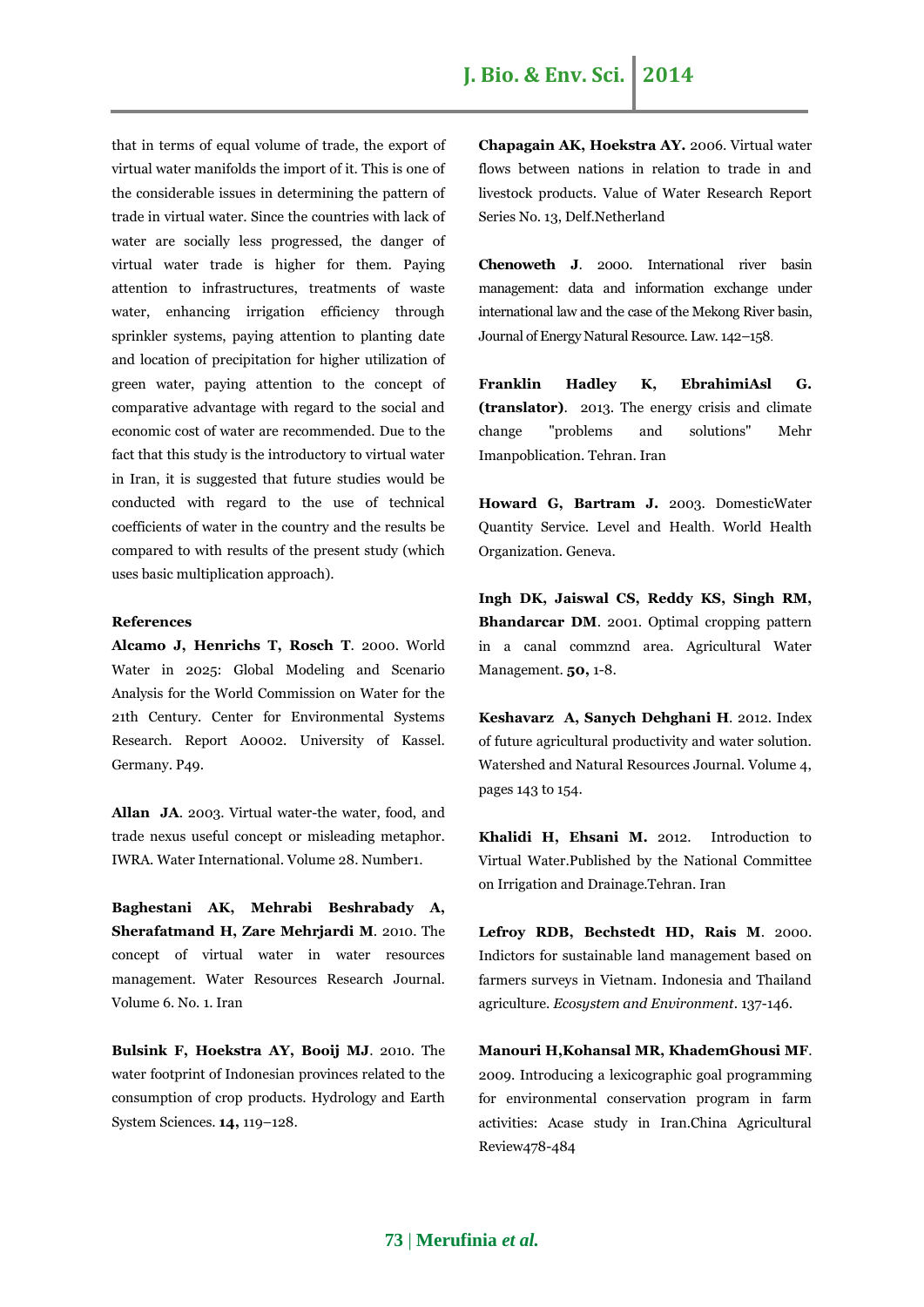that in terms of equal volume of trade, the export of virtual water manifolds the import of it. This is one of the considerable issues in determining the pattern of trade in virtual water. Since the countries with lack of water are socially less progressed, the danger of virtual water trade is higher for them. Paying attention to infrastructures, treatments of waste water, enhancing irrigation efficiency through sprinkler systems, paying attention to planting date and location of precipitation for higher utilization of green water, paying attention to the concept of comparative advantage with regard to the social and economic cost of water are recommended. Due to the fact that this study is the introductory to virtual water in Iran, it is suggested that future studies would be conducted with regard to the use of technical coefficients of water in the country and the results be compared to with results of the present study (which uses basic multiplication approach).

## References

**Alcamo J, Henrichs T, Rosch T**. 2000. World Water in 2025: Global Modeling and Scenario Analysis for the World Commission on Water for the 21th Century. Center for Environmental Systems Research. Report A0002. University of Kassel. Germany. P49.

**Allan JA**. 2003. Virtual water-the water, food, and trade nexus useful concept or misleading metaphor. IWRA. Water International. Volume 28. Number1.

**Baghestani AK, Mehrabi Beshrabady A, Sherafatmand H, Zare Mehrjardi M**. 2010. The concept of virtual water in water resources management. Water Resources Research Journal. Volume 6. No. 1. Iran

**Bulsink F, Hoekstra AY, Booij MJ**. 2010. The water footprint of Indonesian provinces related to the consumption of crop products. Hydrology and Earth System Sciences. **14,** 119–128.

**Chapagain AK, Hoekstra AY.** 2006. Virtual water flows between nations in relation to trade in and livestock products. Value of Water Research Report Series No. 13, Delf.Netherland

**Chenoweth J**. 2000. International river basin management: data and information exchange under international law and the case of the Mekong River basin, Journal of Energy Natural Resource. Law. 142–158.

**Franklin Hadley K, EbrahimiAsl G. (translator)**. 2013. The energy crisis and climate change "problems and solutions" Mehr Imanpoblication. Tehran. Iran

**Howard G, Bartram J.** 2003. DomesticWater Quantity Service. Level and Health. World Health Organization. Geneva.

**Ingh DK, Jaiswal CS, Reddy KS, Singh RM, Bhandarcar DM**. 2001. Optimal cropping pattern in a canal commznd area. Agricultural Water Management. **50,** 1-8.

**Keshavarz A, Sanych Dehghani H**. 2012. Index of future agricultural productivity and water solution. Watershed and Natural Resources Journal. Volume 4, pages 143 to 154.

**Khalidi H, Ehsani M.** 2012. Introduction to Virtual Water.Published by the National Committee on Irrigation and Drainage.Tehran. Iran

**Lefroy RDB, Bechstedt HD, Rais M**. 2000. Indictors for sustainable land management based on farmers surveys in Vietnam. Indonesia and Thailand agriculture. *Ecosystem and Environment*. 137-146.

**Manouri H,Kohansal MR, KhademGhousi MF**. 2009. Introducing a lexicographic goal programming for environmental conservation program in farm activities: Acase study in Iran.China Agricultural Review478-484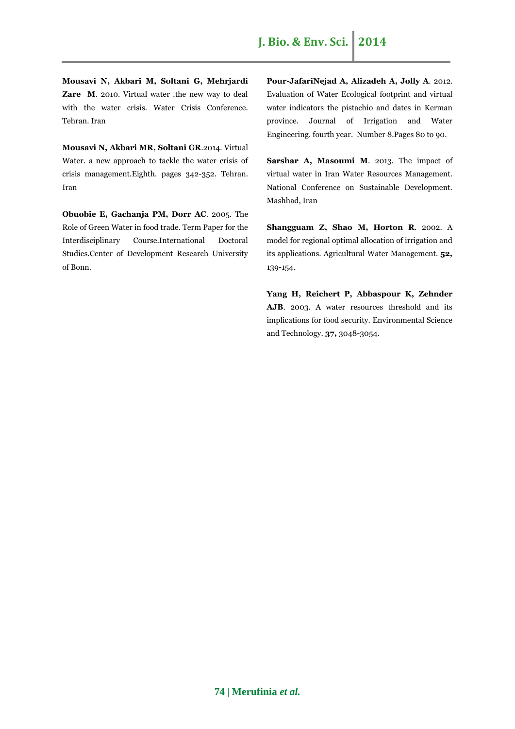**Mousavi N, Akbari M, Soltani G, Mehrjardi Zare M**. 2010. Virtual water .the new way to deal with the water crisis. Water Crisis Conference. Tehran. Iran

**Mousavi N, Akbari MR, Soltani GR**.2014. Virtual Water. a new approach to tackle the water crisis of crisis management.Eighth. pages 342-352. Tehran. Iran

**Obuobie E, Gachanja PM, Dorr AC**. 2005. The Role of Green Water in food trade. Term Paper for the Interdisciplinary Course.International Doctoral Studies.Center of Development Research University of Bonn.

**Pour-JafariNejad A, Alizadeh A, Jolly A**. 2012. Evaluation of Water Ecological footprint and virtual water indicators the pistachio and dates in Kerman province. Journal of Irrigation and Water Engineering. fourth year. Number 8.Pages 80 to 90.

**Sarshar A, Masoumi M**. 2013. The impact of virtual water in Iran Water Resources Management. National Conference on Sustainable Development. Mashhad, Iran

**Shangguam Z, Shao M, Horton R**. 2002. A model for regional optimal allocation of irrigation and its applications. Agricultural Water Management. **52,** 139-154.

**Yang H, Reichert P, Abbaspour K, Zehnder AJB**. 2003. A water resources threshold and its implications for food security. Environmental Science and Technology. **37,** 3048-3054.